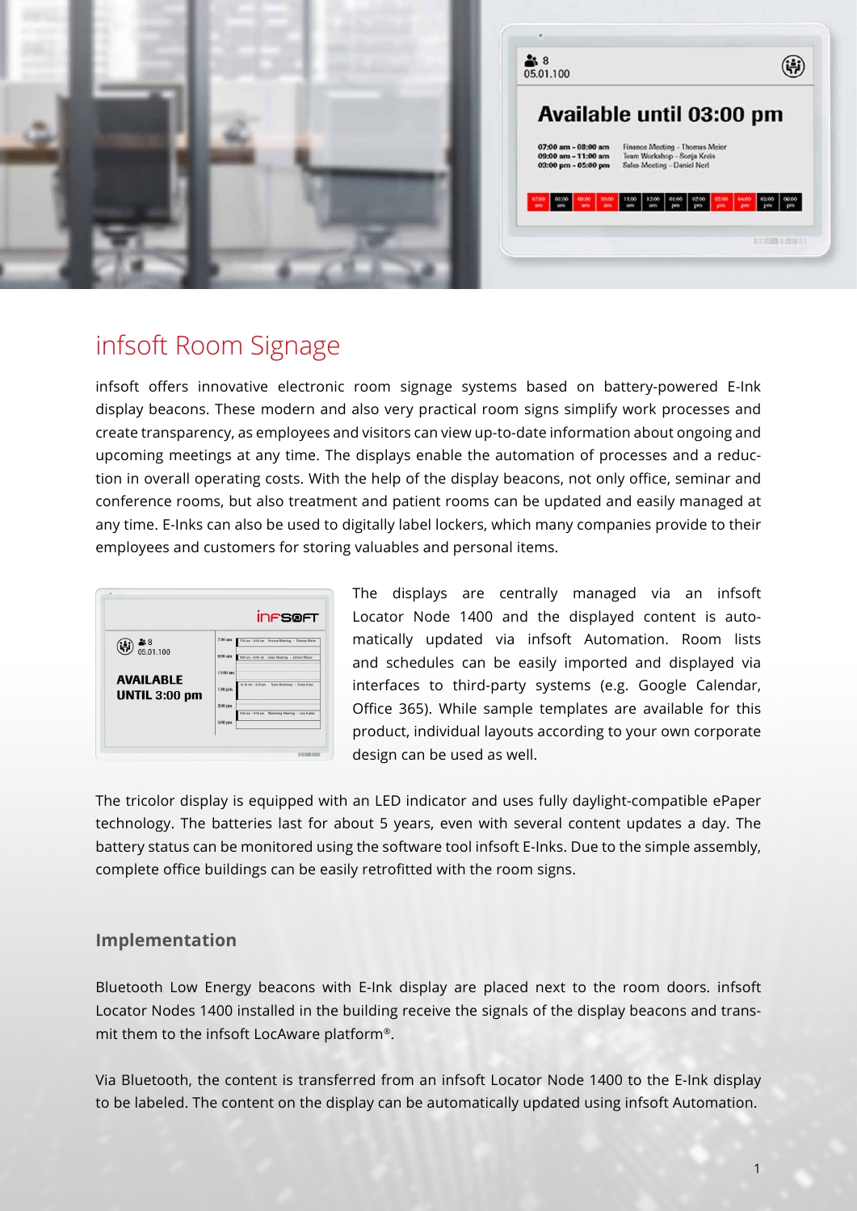# infsoft Room Signage

infsoft offers innovative electronic room signage systems based on battery-powered E-Ink display beacons. These modern and also very practical room signs simplify work processes and create transparency, as employees and visitors can view up-to-date information about ongoing and upcoming meetings at any time. The displays enable the automation of processes and a reduction in overall operating costs. With the help of the display beacons, not only office, seminar and conference rooms, but also treatment and patient rooms can be updated and easily managed at any time. E-Inks can also be used to digitally label lockers, which many companies provide to their employees and customers for storing valuables and personal items.

The displays are centrally managed via an infsoft Locator Node 1400 and the displayed content is automatically updated via infsoft Automation. Room lists and schedules can be easily imported and displayed via interfaces to third-party systems (e.g. Google Calendar, Office 365). While sample templates are available for this product, individual layouts according to your own corporate design can be used as well.

The tricolor display is equipped with an LED indicator and uses fully daylight-compatible ePaper technology. The batteries last for about 5 years, even with several content updates a day. The battery status can be monitored using the software tool infsoft E-Inks. Due to the simple assembly, complete office buildings can be easily retrofitted with the room signs.

## Implementation

Bluetooth Low Energy beacons with E-Ink display are placed next to the room doors. infsoft Locator Nodes 1400 installed in the building receive the signals of the display beacons and transmit them to the infsoft LocAware platform®.

Via Bluetooth, the content is transferred from an infsoft Locator Node 1400 to the E-Ink display to be labeled. The content on the display can be automatically updated using infsoft Automation.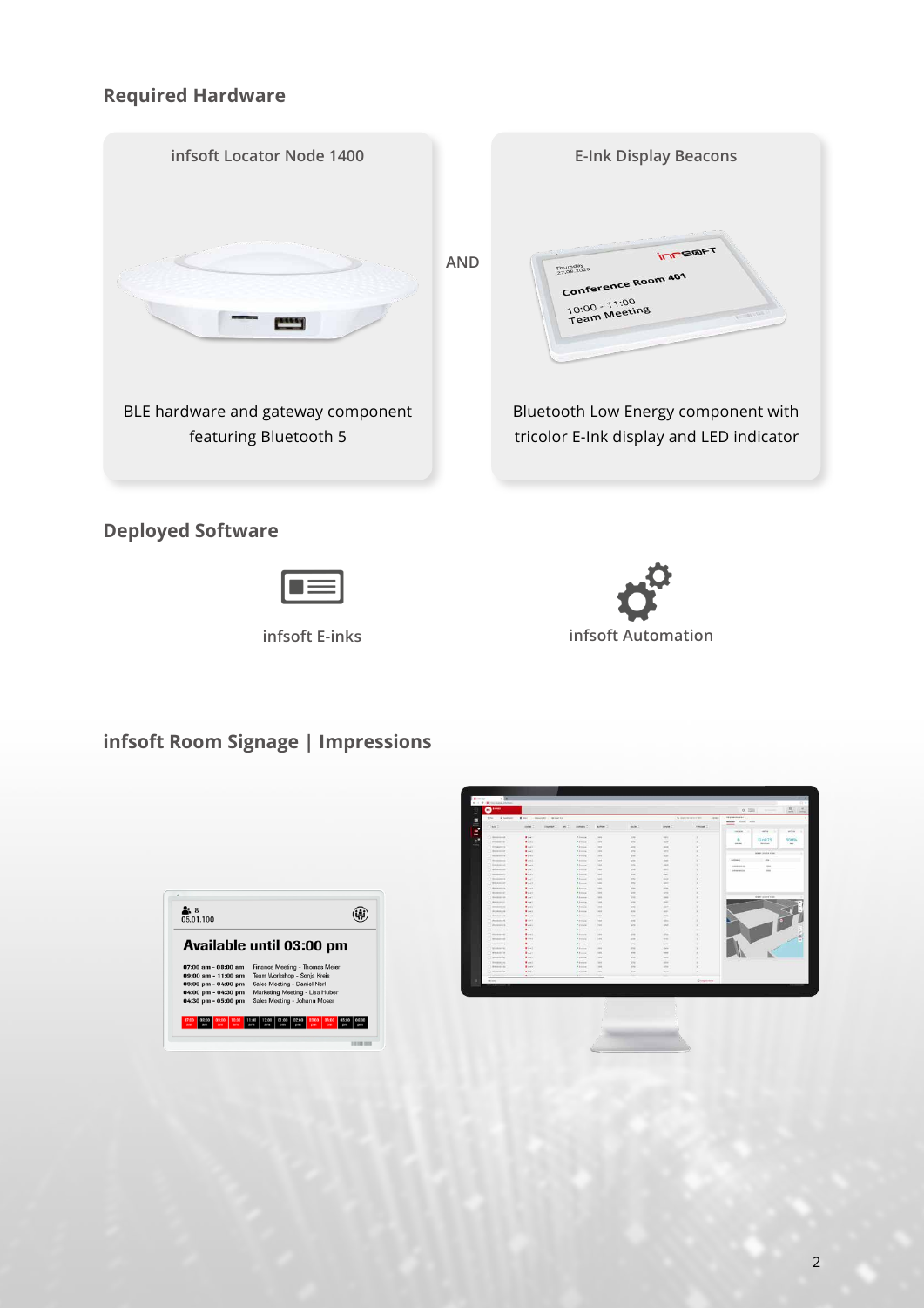## Required Hardware

| infsoft Locator Node 1400 | | E-Ink Display Beacons |
|---|---|---|
| BLE hardware and gateway component featuring Bluetooth 5 | AND | Bluetooth Low Energy component with tricolor E-Ink display and LED indicator |

## Deployed Software

infsoft E-inks

infsoft Automation

## infsoft Room Signage | Impressions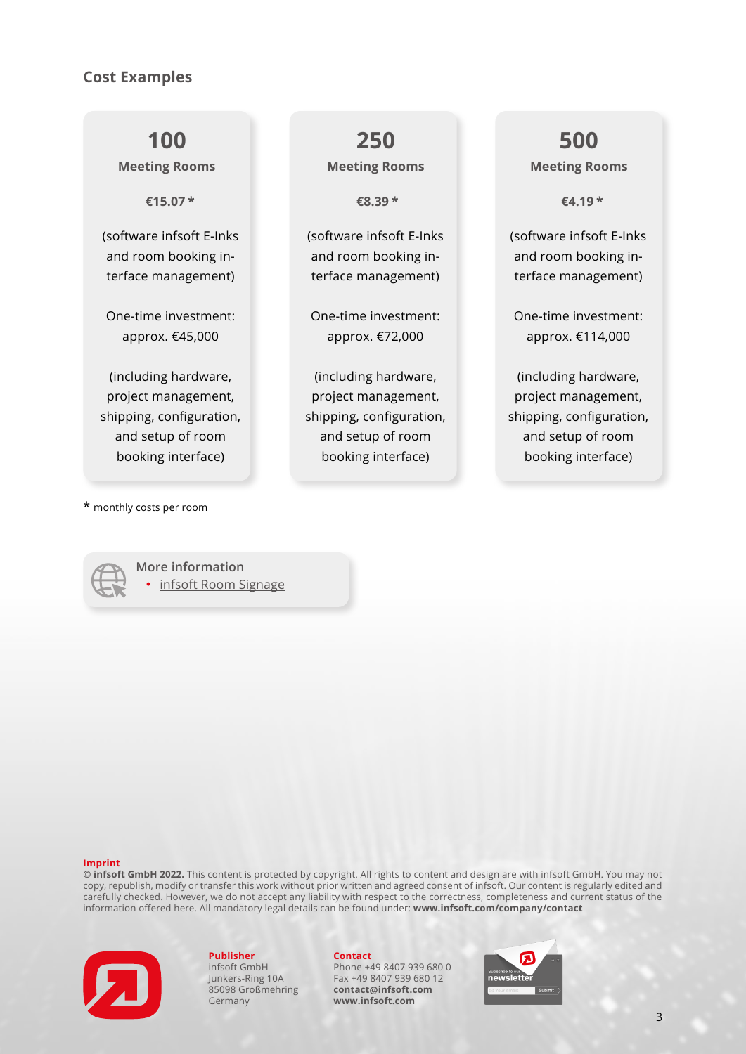## Cost Examples

| | | |
|---|---|---|
| **100** | **250** | **500** |
| **Meeting Rooms** | **Meeting Rooms** | **Meeting Rooms** |
| **€15.07 *** | **€8.39 *** | **€4.19 *** |
| (software infsoft E-Inks and room booking interface management) | (software infsoft E-Inks and room booking interface management) | (software infsoft E-Inks and room booking interface management) |
| One-time investment: approx. €45,000 | One-time investment: approx. €72,000 | One-time investment: approx. €114,000 |
| (including hardware, project management, shipping, configuration, and setup of room booking interface) | (including hardware, project management, shipping, configuration, and setup of room booking interface) | (including hardware, project management, shipping, configuration, and setup of room booking interface) |

* monthly costs per room

More information
- infsoft Room Signage

**Imprint**
**© infsoft GmbH 2022.** This content is protected by copyright. All rights to content and design are with infsoft GmbH. You may not copy, republish, modify or transfer this work without prior written and agreed consent of infsoft. Our content is regularly edited and carefully checked. However, we do not accept any liability with respect to the correctness, completeness and current status of the information offered here. All mandatory legal details can be found under: **www.infsoft.com/company/contact**

**Publisher**
infsoft GmbH
Junkers-Ring 10A
85098 Großmehring
Germany

**Contact**
Phone +49 8407 939 680 0
Fax +49 8407 939 680 12
**contact@infsoft.com**
**www.infsoft.com**